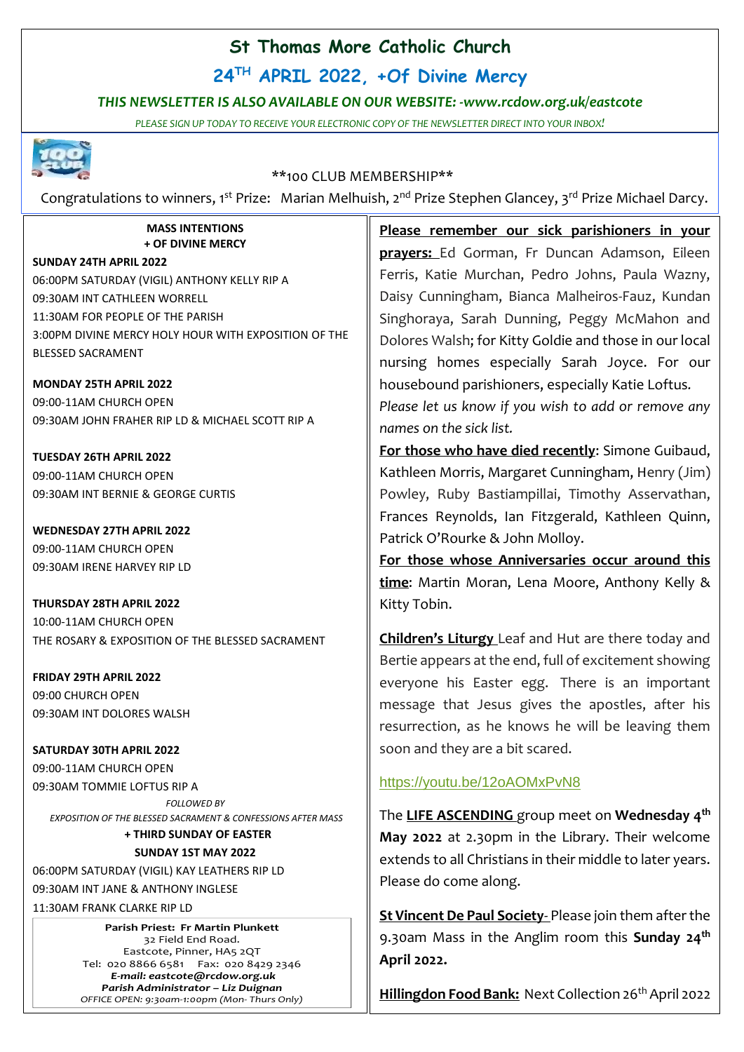# St Thomas More Catholic Church

## 24TH APRIL 2022, +Of Divine Mercy

***THIS NEWSLETTER IS ALSO AVAILABLE ON OUR WEBSITE: -www.rcdow.org.uk/eastcote***

*PLEASE SIGN UP TODAY TO RECEIVE YOUR ELECTRONIC COPY OF THE NEWSLETTER DIRECT INTO YOUR INBOX!*

**100 CLUB MEMBERSHIP**

Congratulations to winners, 1st Prize: Marian Melhuish, 2nd Prize Stephen Glancey, 3rd Prize Michael Darcy.

**MASS INTENTIONS**
**+ OF DIVINE MERCY**

**SUNDAY 24TH APRIL 2022**
06:00PM SATURDAY (VIGIL) ANTHONY KELLY RIP A
09:30AM INT CATHLEEN WORRELL
11:30AM FOR PEOPLE OF THE PARISH
3:00PM DIVINE MERCY HOLY HOUR WITH EXPOSITION OF THE BLESSED SACRAMENT

**MONDAY 25TH APRIL 2022**
09:00-11AM CHURCH OPEN
09:30AM JOHN FRAHER RIP LD & MICHAEL SCOTT RIP A

**TUESDAY 26TH APRIL 2022**
09:00-11AM CHURCH OPEN
09:30AM INT BERNIE & GEORGE CURTIS

**WEDNESDAY 27TH APRIL 2022**
09:00-11AM CHURCH OPEN
09:30AM IRENE HARVEY RIP LD

**THURSDAY 28TH APRIL 2022**
10:00-11AM CHURCH OPEN
THE ROSARY & EXPOSITION OF THE BLESSED SACRAMENT

**FRIDAY 29TH APRIL 2022**
09:00 CHURCH OPEN
09:30AM INT DOLORES WALSH

**SATURDAY 30TH APRIL 2022**
09:00-11AM CHURCH OPEN
09:30AM TOMMIE LOFTUS RIP A
*FOLLOWED BY*
*EXPOSITION OF THE BLESSED SACRAMENT & CONFESSIONS AFTER MASS*

**+ THIRD SUNDAY OF EASTER**
**SUNDAY 1ST MAY 2022**
06:00PM SATURDAY (VIGIL) KAY LEATHERS RIP LD
09:30AM INT JANE & ANTHONY INGLESE
11:30AM FRANK CLARKE RIP LD

**Parish Priest: Fr Martin Plunkett**
32 Field End Road.
Eastcote, Pinner, HA5 2QT
Tel: 020 8866 6581 Fax: 020 8429 2346
***E-mail: eastcote@rcdow.org.uk***
***Parish Administrator – Liz Duignan***
*OFFICE OPEN: 9:30am-1:00pm (Mon- Thurs Only)*

**Please remember our sick parishioners in your prayers:** Ed Gorman, Fr Duncan Adamson, Eileen Ferris, Katie Murchan, Pedro Johns, Paula Wazny, Daisy Cunningham, Bianca Malheiros-Fauz, Kundan Singhoraya, Sarah Dunning, Peggy McMahon and Dolores Walsh; for Kitty Goldie and those in our local nursing homes especially Sarah Joyce. For our housebound parishioners, especially Katie Loftus.
*Please let us know if you wish to add or remove any names on the sick list.*

**For those who have died recently**: Simone Guibaud, Kathleen Morris, Margaret Cunningham, Henry (Jim) Powley, Ruby Bastiampillai, Timothy Asservathan, Frances Reynolds, Ian Fitzgerald, Kathleen Quinn, Patrick O'Rourke & John Molloy.

**For those whose Anniversaries occur around this time**: Martin Moran, Lena Moore, Anthony Kelly & Kitty Tobin.

**Children's Liturgy** Leaf and Hut are there today and Bertie appears at the end, full of excitement showing everyone his Easter egg. There is an important message that Jesus gives the apostles, after his resurrection, as he knows he will be leaving them soon and they are a bit scared.

https://youtu.be/12oAOMxPvN8

The **LIFE ASCENDING** group meet on **Wednesday 4th May 2022** at 2.30pm in the Library. Their welcome extends to all Christians in their middle to later years. Please do come along.

**St Vincent De Paul Society**- Please join them after the 9.30am Mass in the Anglim room this **Sunday 24th April 2022.**

**Hillingdon Food Bank:** Next Collection 26th April 2022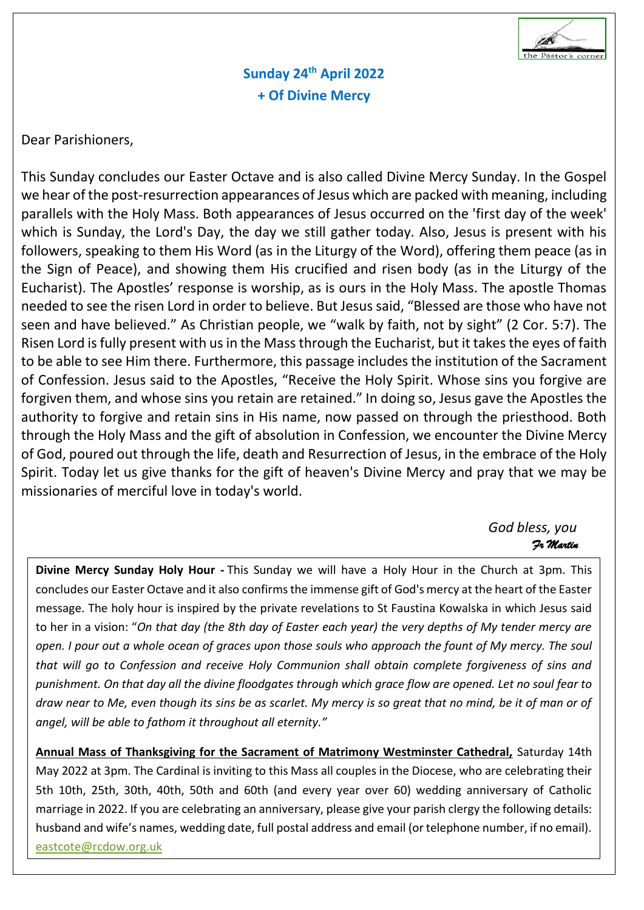**Sunday 24th April 2022**
**+ Of Divine Mercy**

Dear Parishioners,

This Sunday concludes our Easter Octave and is also called Divine Mercy Sunday. In the Gospel we hear of the post-resurrection appearances of Jesus which are packed with meaning, including parallels with the Holy Mass. Both appearances of Jesus occurred on the 'first day of the week' which is Sunday, the Lord's Day, the day we still gather today. Also, Jesus is present with his followers, speaking to them His Word (as in the Liturgy of the Word), offering them peace (as in the Sign of Peace), and showing them His crucified and risen body (as in the Liturgy of the Eucharist). The Apostles' response is worship, as is ours in the Holy Mass. The apostle Thomas needed to see the risen Lord in order to believe. But Jesus said, "Blessed are those who have not seen and have believed." As Christian people, we "walk by faith, not by sight" (2 Cor. 5:7). The Risen Lord is fully present with us in the Mass through the Eucharist, but it takes the eyes of faith to be able to see Him there. Furthermore, this passage includes the institution of the Sacrament of Confession. Jesus said to the Apostles, "Receive the Holy Spirit. Whose sins you forgive are forgiven them, and whose sins you retain are retained." In doing so, Jesus gave the Apostles the authority to forgive and retain sins in His name, now passed on through the priesthood. Both through the Holy Mass and the gift of absolution in Confession, we encounter the Divine Mercy of God, poured out through the life, death and Resurrection of Jesus, in the embrace of the Holy Spirit. Today let us give thanks for the gift of heaven's Divine Mercy and pray that we may be missionaries of merciful love in today's world.

*God bless, you*
*Fr Martin*

**Divine Mercy Sunday Holy Hour -** This Sunday we will have a Holy Hour in the Church at 3pm. This concludes our Easter Octave and it also confirms the immense gift of God's mercy at the heart of the Easter message. The holy hour is inspired by the private revelations to St Faustina Kowalska in which Jesus said to her in a vision: "*On that day (the 8th day of Easter each year) the very depths of My tender mercy are open. I pour out a whole ocean of graces upon those souls who approach the fount of My mercy. The soul that will go to Confession and receive Holy Communion shall obtain complete forgiveness of sins and punishment. On that day all the divine floodgates through which grace flow are opened. Let no soul fear to draw near to Me, even though its sins be as scarlet. My mercy is so great that no mind, be it of man or of angel, will be able to fathom it throughout all eternity.*"

**Annual Mass of Thanksgiving for the Sacrament of Matrimony Westminster Cathedral,** Saturday 14th May 2022 at 3pm. The Cardinal is inviting to this Mass all couples in the Diocese, who are celebrating their 5th 10th, 25th, 30th, 40th, 50th and 60th (and every year over 60) wedding anniversary of Catholic marriage in 2022. If you are celebrating an anniversary, please give your parish clergy the following details: husband and wife's names, wedding date, full postal address and email (or telephone number, if no email). eastcote@rcdow.org.uk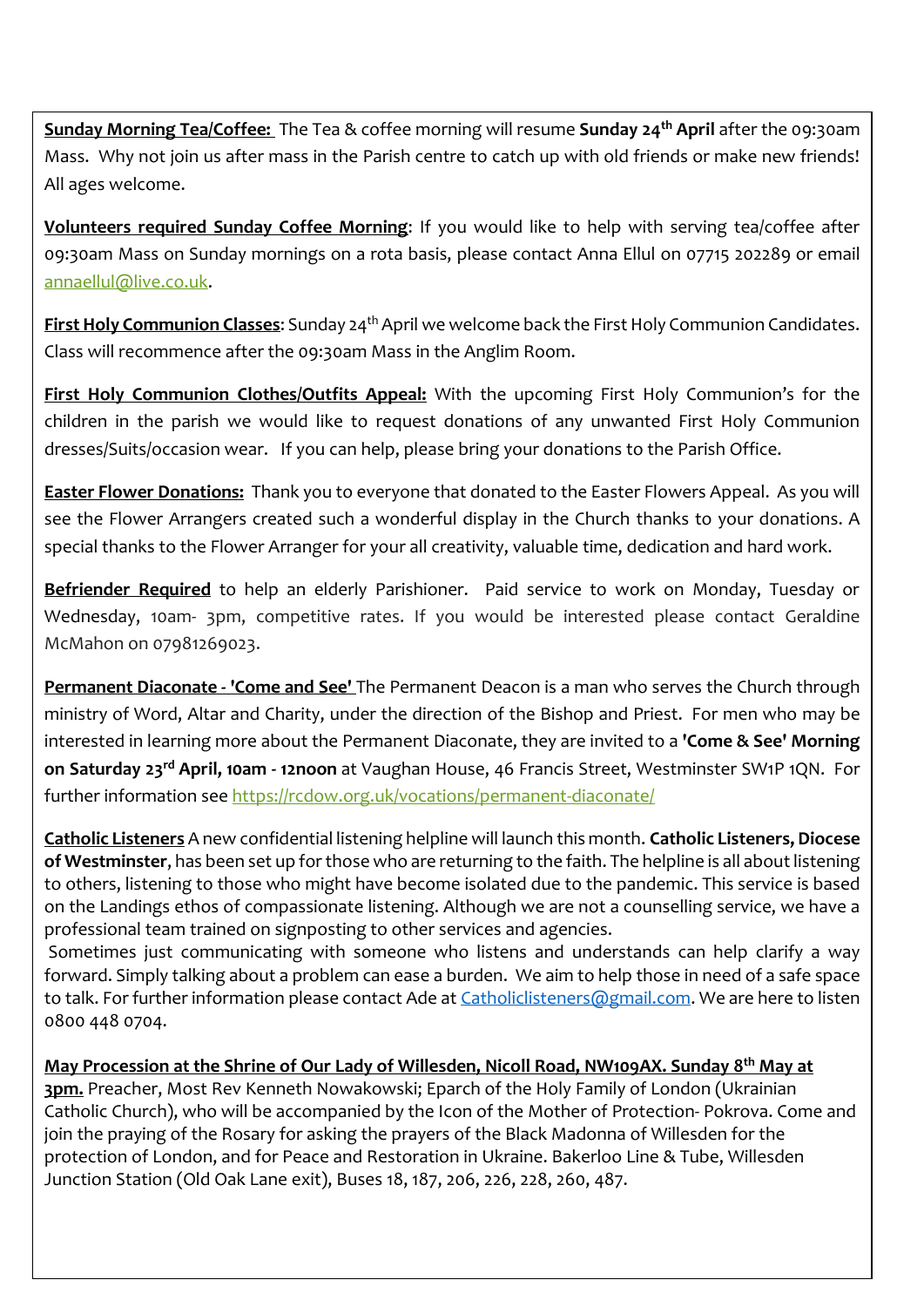**Sunday Morning Tea/Coffee:** The Tea & coffee morning will resume **Sunday 24th April** after the 09:30am Mass. Why not join us after mass in the Parish centre to catch up with old friends or make new friends! All ages welcome.

**Volunteers required Sunday Coffee Morning**: If you would like to help with serving tea/coffee after 09:30am Mass on Sunday mornings on a rota basis, please contact Anna Ellul on 07715 202289 or email annaellul@live.co.uk.

**First Holy Communion Classes**: Sunday 24th April we welcome back the First Holy Communion Candidates. Class will recommence after the 09:30am Mass in the Anglim Room.

**First Holy Communion Clothes/Outfits Appeal:** With the upcoming First Holy Communion's for the children in the parish we would like to request donations of any unwanted First Holy Communion dresses/Suits/occasion wear. If you can help, please bring your donations to the Parish Office.

**Easter Flower Donations:** Thank you to everyone that donated to the Easter Flowers Appeal. As you will see the Flower Arrangers created such a wonderful display in the Church thanks to your donations. A special thanks to the Flower Arranger for your all creativity, valuable time, dedication and hard work.

**Befriender Required** to help an elderly Parishioner. Paid service to work on Monday, Tuesday or Wednesday, 10am- 3pm, competitive rates. If you would be interested please contact Geraldine McMahon on 07981269023.

**Permanent Diaconate - 'Come and See'** The Permanent Deacon is a man who serves the Church through ministry of Word, Altar and Charity, under the direction of the Bishop and Priest. For men who may be interested in learning more about the Permanent Diaconate, they are invited to a **'Come & See' Morning on Saturday 23rd April, 10am - 12noon** at Vaughan House, 46 Francis Street, Westminster SW1P 1QN. For further information see https://rcdow.org.uk/vocations/permanent-diaconate/

**Catholic Listeners** A new confidential listening helpline will launch this month. **Catholic Listeners, Diocese of Westminster**, has been set up for those who are returning to the faith. The helpline is all about listening to others, listening to those who might have become isolated due to the pandemic. This service is based on the Landings ethos of compassionate listening. Although we are not a counselling service, we have a professional team trained on signposting to other services and agencies.

Sometimes just communicating with someone who listens and understands can help clarify a way forward. Simply talking about a problem can ease a burden. We aim to help those in need of a safe space to talk. For further information please contact Ade at Catholiclisteners@gmail.com. We are here to listen 0800 448 0704.

**May Procession at the Shrine of Our Lady of Willesden, Nicoll Road, NW109AX. Sunday 8th May at 3pm.** Preacher, Most Rev Kenneth Nowakowski; Eparch of the Holy Family of London (Ukrainian Catholic Church), who will be accompanied by the Icon of the Mother of Protection- Pokrova. Come and join the praying of the Rosary for asking the prayers of the Black Madonna of Willesden for the protection of London, and for Peace and Restoration in Ukraine. Bakerloo Line & Tube, Willesden Junction Station (Old Oak Lane exit), Buses 18, 187, 206, 226, 228, 260, 487.